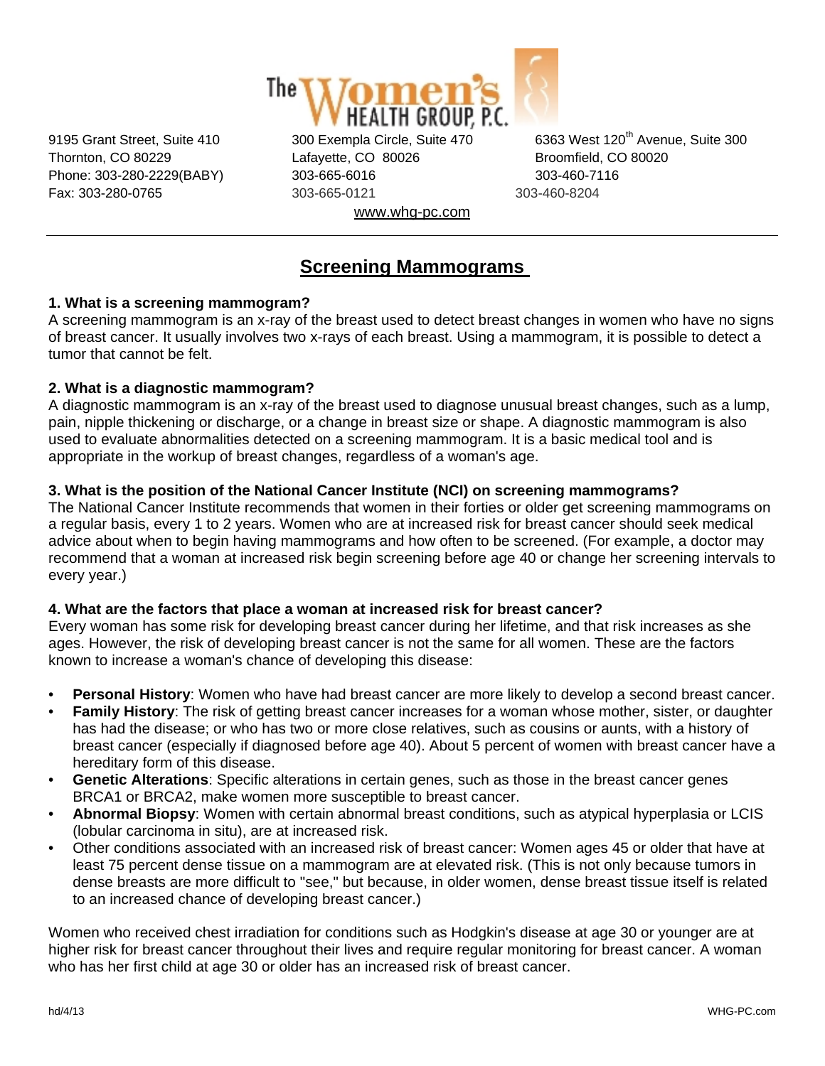# The Women's Health Group, P.C.

9195 Grant Street, Suite 410
Thornton, CO 80229
Phone: 303-280-2229(BABY)
Fax: 303-280-0765

300 Exempla Circle, Suite 470
Lafayette, CO 80026
303-665-6016
303-665-0121

6363 West 120th Avenue, Suite 300
Broomfield, CO 80020
303-460-7116
303-460-8204

www.whg-pc.com

---

## Screening Mammograms

**1. What is a screening mammogram?**

A screening mammogram is an x-ray of the breast used to detect breast changes in women who have no signs of breast cancer. It usually involves two x-rays of each breast. Using a mammogram, it is possible to detect a tumor that cannot be felt.

**2. What is a diagnostic mammogram?**

A diagnostic mammogram is an x-ray of the breast used to diagnose unusual breast changes, such as a lump, pain, nipple thickening or discharge, or a change in breast size or shape. A diagnostic mammogram is also used to evaluate abnormalities detected on a screening mammogram. It is a basic medical tool and is appropriate in the workup of breast changes, regardless of a woman's age.

**3. What is the position of the National Cancer Institute (NCI) on screening mammograms?**

The National Cancer Institute recommends that women in their forties or older get screening mammograms on a regular basis, every 1 to 2 years. Women who are at increased risk for breast cancer should seek medical advice about when to begin having mammograms and how often to be screened. (For example, a doctor may recommend that a woman at increased risk begin screening before age 40 or change her screening intervals to every year.)

**4. What are the factors that place a woman at increased risk for breast cancer?**

Every woman has some risk for developing breast cancer during her lifetime, and that risk increases as she ages. However, the risk of developing breast cancer is not the same for all women. These are the factors known to increase a woman's chance of developing this disease:

- **Personal History**: Women who have had breast cancer are more likely to develop a second breast cancer.
- **Family History**: The risk of getting breast cancer increases for a woman whose mother, sister, or daughter has had the disease; or who has two or more close relatives, such as cousins or aunts, with a history of breast cancer (especially if diagnosed before age 40). About 5 percent of women with breast cancer have a hereditary form of this disease.
- **Genetic Alterations**: Specific alterations in certain genes, such as those in the breast cancer genes BRCA1 or BRCA2, make women more susceptible to breast cancer.
- **Abnormal Biopsy**: Women with certain abnormal breast conditions, such as atypical hyperplasia or LCIS (lobular carcinoma in situ), are at increased risk.
- Other conditions associated with an increased risk of breast cancer: Women ages 45 or older that have at least 75 percent dense tissue on a mammogram are at elevated risk. (This is not only because tumors in dense breasts are more difficult to "see," but because, in older women, dense breast tissue itself is related to an increased chance of developing breast cancer.)

Women who received chest irradiation for conditions such as Hodgkin's disease at age 30 or younger are at higher risk for breast cancer throughout their lives and require regular monitoring for breast cancer. A woman who has her first child at age 30 or older has an increased risk of breast cancer.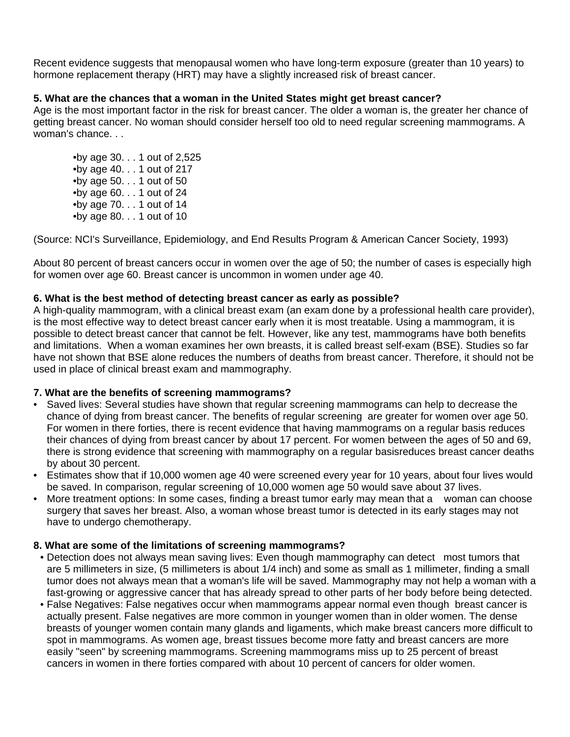Recent evidence suggests that menopausal women who have long-term exposure (greater than 10 years) to hormone replacement therapy (HRT) may have a slightly increased risk of breast cancer.

**5. What are the chances that a woman in the United States might get breast cancer?**

Age is the most important factor in the risk for breast cancer. The older a woman is, the greater her chance of getting breast cancer. No woman should consider herself too old to need regular screening mammograms. A woman's chance. . .

- by age 30. . . 1 out of 2,525
- by age 40. . . 1 out of 217
- by age 50. . . 1 out of 50
- by age 60. . . 1 out of 24
- by age 70. . . 1 out of 14
- by age 80. . . 1 out of 10

(Source: NCI's Surveillance, Epidemiology, and End Results Program & American Cancer Society, 1993)

About 80 percent of breast cancers occur in women over the age of 50; the number of cases is especially high for women over age 60. Breast cancer is uncommon in women under age 40.

**6. What is the best method of detecting breast cancer as early as possible?**

A high-quality mammogram, with a clinical breast exam (an exam done by a professional health care provider), is the most effective way to detect breast cancer early when it is most treatable. Using a mammogram, it is possible to detect breast cancer that cannot be felt. However, like any test, mammograms have both benefits and limitations. When a woman examines her own breasts, it is called breast self-exam (BSE). Studies so far have not shown that BSE alone reduces the numbers of deaths from breast cancer. Therefore, it should not be used in place of clinical breast exam and mammography.

**7. What are the benefits of screening mammograms?**

- Saved lives: Several studies have shown that regular screening mammograms can help to decrease the chance of dying from breast cancer. The benefits of regular screening are greater for women over age 50. For women in there forties, there is recent evidence that having mammograms on a regular basis reduces their chances of dying from breast cancer by about 17 percent. For women between the ages of 50 and 69, there is strong evidence that screening with mammography on a regular basisreduces breast cancer deaths by about 30 percent.
- Estimates show that if 10,000 women age 40 were screened every year for 10 years, about four lives would be saved. In comparison, regular screening of 10,000 women age 50 would save about 37 lives.
- More treatment options: In some cases, finding a breast tumor early may mean that a woman can choose surgery that saves her breast. Also, a woman whose breast tumor is detected in its early stages may not have to undergo chemotherapy.

**8. What are some of the limitations of screening mammograms?**

- Detection does not always mean saving lives: Even though mammography can detect most tumors that are 5 millimeters in size, (5 millimeters is about 1/4 inch) and some as small as 1 millimeter, finding a small tumor does not always mean that a woman's life will be saved. Mammography may not help a woman with a fast-growing or aggressive cancer that has already spread to other parts of her body before being detected.
- False Negatives: False negatives occur when mammograms appear normal even though breast cancer is actually present. False negatives are more common in younger women than in older women. The dense breasts of younger women contain many glands and ligaments, which make breast cancers more difficult to spot in mammograms. As women age, breast tissues become more fatty and breast cancers are more easily "seen" by screening mammograms. Screening mammograms miss up to 25 percent of breast cancers in women in there forties compared with about 10 percent of cancers for older women.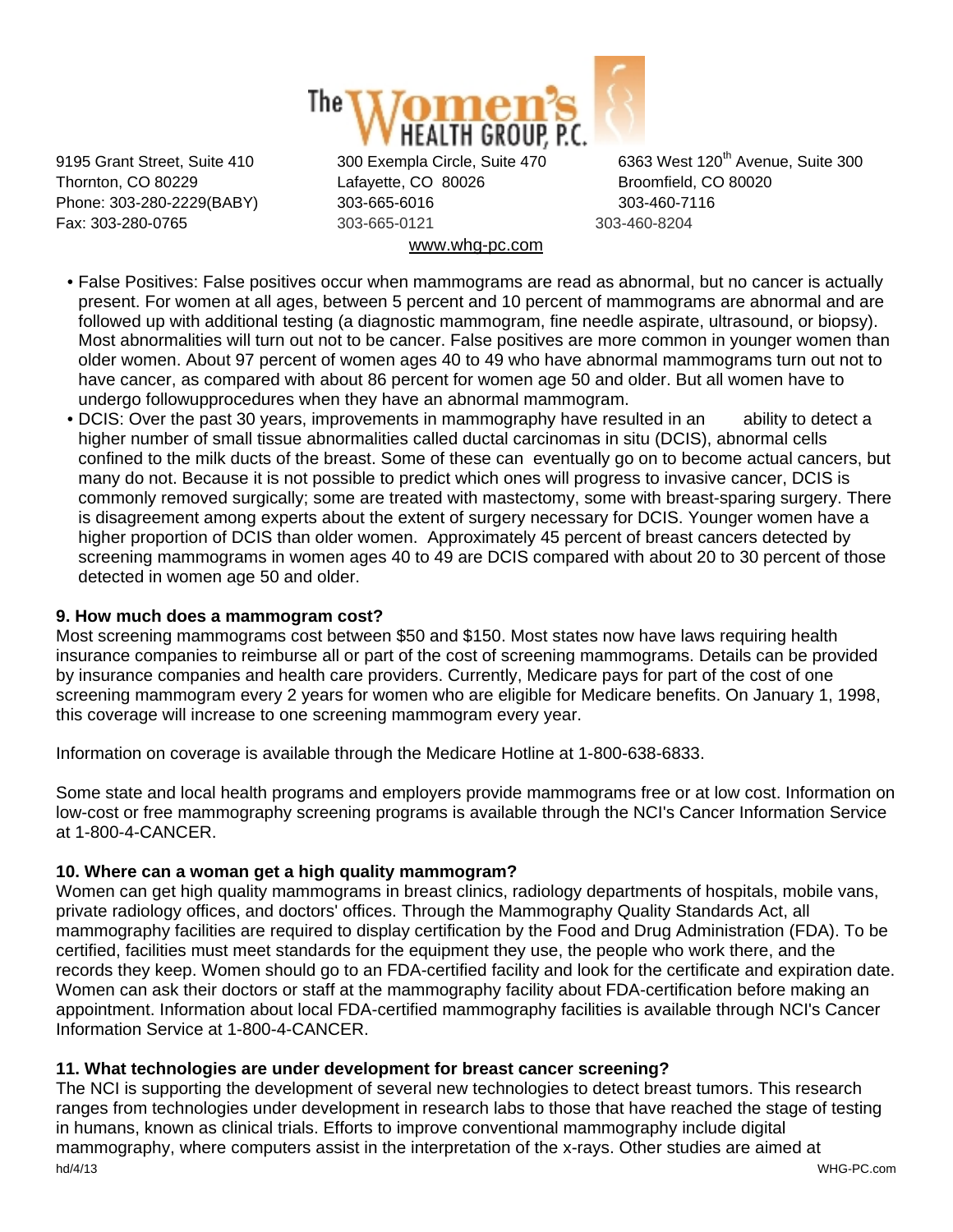- False Positives: False positives occur when mammograms are read as abnormal, but no cancer is actually present. For women at all ages, between 5 percent and 10 percent of mammograms are abnormal and are followed up with additional testing (a diagnostic mammogram, fine needle aspirate, ultrasound, or biopsy). Most abnormalities will turn out not to be cancer. False positives are more common in younger women than older women. About 97 percent of women ages 40 to 49 who have abnormal mammograms turn out not to have cancer, as compared with about 86 percent for women age 50 and older. But all women have to undergo followupprocedures when they have an abnormal mammogram.
- DCIS: Over the past 30 years, improvements in mammography have resulted in an ability to detect a higher number of small tissue abnormalities called ductal carcinomas in situ (DCIS), abnormal cells confined to the milk ducts of the breast. Some of these can eventually go on to become actual cancers, but many do not. Because it is not possible to predict which ones will progress to invasive cancer, DCIS is commonly removed surgically; some are treated with mastectomy, some with breast-sparing surgery. There is disagreement among experts about the extent of surgery necessary for DCIS. Younger women have a higher proportion of DCIS than older women. Approximately 45 percent of breast cancers detected by screening mammograms in women ages 40 to 49 are DCIS compared with about 20 to 30 percent of those detected in women age 50 and older.

**9. How much does a mammogram cost?**

Most screening mammograms cost between $50 and $150. Most states now have laws requiring health insurance companies to reimburse all or part of the cost of screening mammograms. Details can be provided by insurance companies and health care providers. Currently, Medicare pays for part of the cost of one screening mammogram every 2 years for women who are eligible for Medicare benefits. On January 1, 1998, this coverage will increase to one screening mammogram every year.

Information on coverage is available through the Medicare Hotline at 1-800-638-6833.

Some state and local health programs and employers provide mammograms free or at low cost. Information on low-cost or free mammography screening programs is available through the NCI's Cancer Information Service at 1-800-4-CANCER.

**10. Where can a woman get a high quality mammogram?**

Women can get high quality mammograms in breast clinics, radiology departments of hospitals, mobile vans, private radiology offices, and doctors' offices. Through the Mammography Quality Standards Act, all mammography facilities are required to display certification by the Food and Drug Administration (FDA). To be certified, facilities must meet standards for the equipment they use, the people who work there, and the records they keep. Women should go to an FDA-certified facility and look for the certificate and expiration date. Women can ask their doctors or staff at the mammography facility about FDA-certification before making an appointment. Information about local FDA-certified mammography facilities is available through NCI's Cancer Information Service at 1-800-4-CANCER.

**11. What technologies are under development for breast cancer screening?**

The NCI is supporting the development of several new technologies to detect breast tumors. This research ranges from technologies under development in research labs to those that have reached the stage of testing in humans, known as clinical trials. Efforts to improve conventional mammography include digital mammography, where computers assist in the interpretation of the x-rays. Other studies are aimed at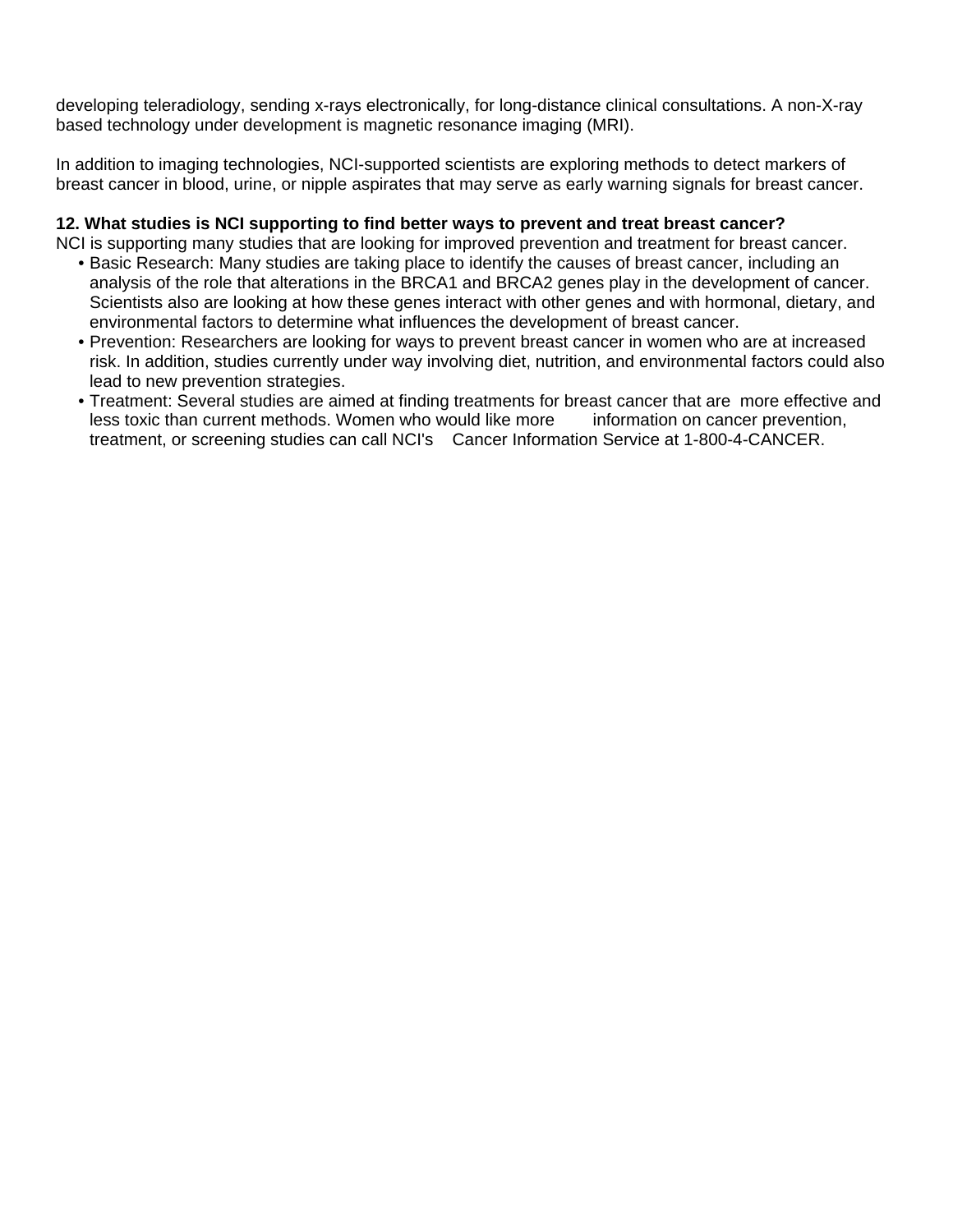developing teleradiology, sending x-rays electronically, for long-distance clinical consultations. A non-X-ray based technology under development is magnetic resonance imaging (MRI).

In addition to imaging technologies, NCI-supported scientists are exploring methods to detect markers of breast cancer in blood, urine, or nipple aspirates that may serve as early warning signals for breast cancer.

**12. What studies is NCI supporting to find better ways to prevent and treat breast cancer?**

NCI is supporting many studies that are looking for improved prevention and treatment for breast cancer.

- Basic Research: Many studies are taking place to identify the causes of breast cancer, including an analysis of the role that alterations in the BRCA1 and BRCA2 genes play in the development of cancer. Scientists also are looking at how these genes interact with other genes and with hormonal, dietary, and environmental factors to determine what influences the development of breast cancer.
- Prevention: Researchers are looking for ways to prevent breast cancer in women who are at increased risk. In addition, studies currently under way involving diet, nutrition, and environmental factors could also lead to new prevention strategies.
- Treatment: Several studies are aimed at finding treatments for breast cancer that are more effective and less toxic than current methods. Women who would like more information on cancer prevention, treatment, or screening studies can call NCI's Cancer Information Service at 1-800-4-CANCER.